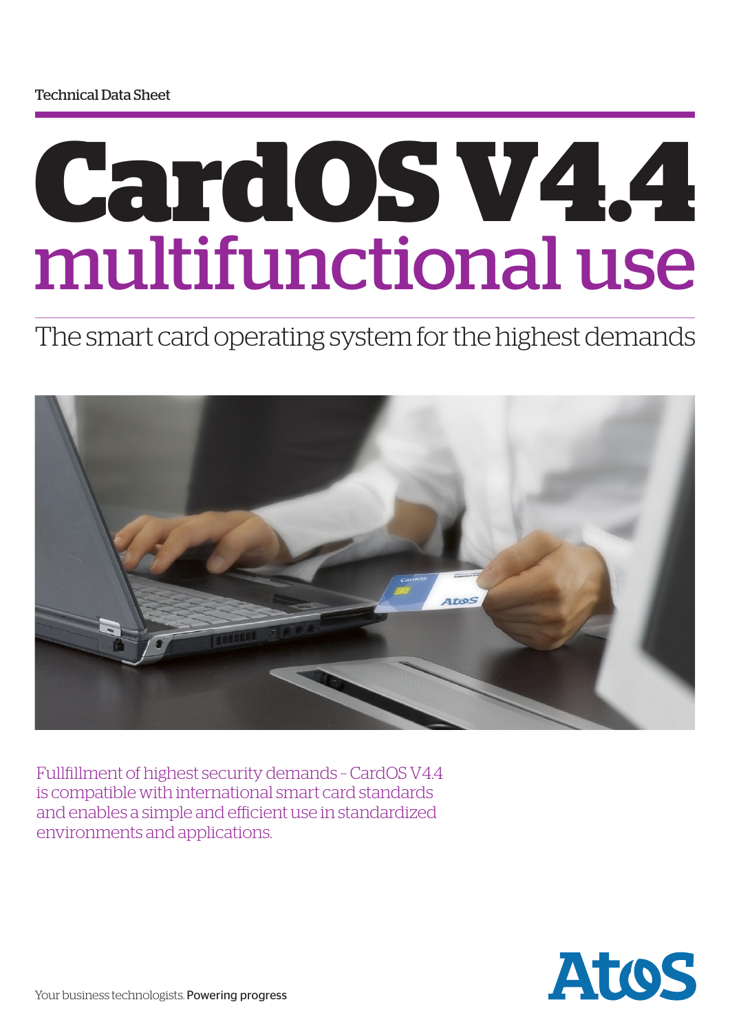Technical Data Sheet

# CardOS V4.4
## multifunctional use

The smart card operating system for the highest demands

Fullfillment of highest security demands – CardOS V4.4 is compatible with international smart card standards and enables a simple and efficient use in standardized environments and applications.

Your business technologists. **Powering progress**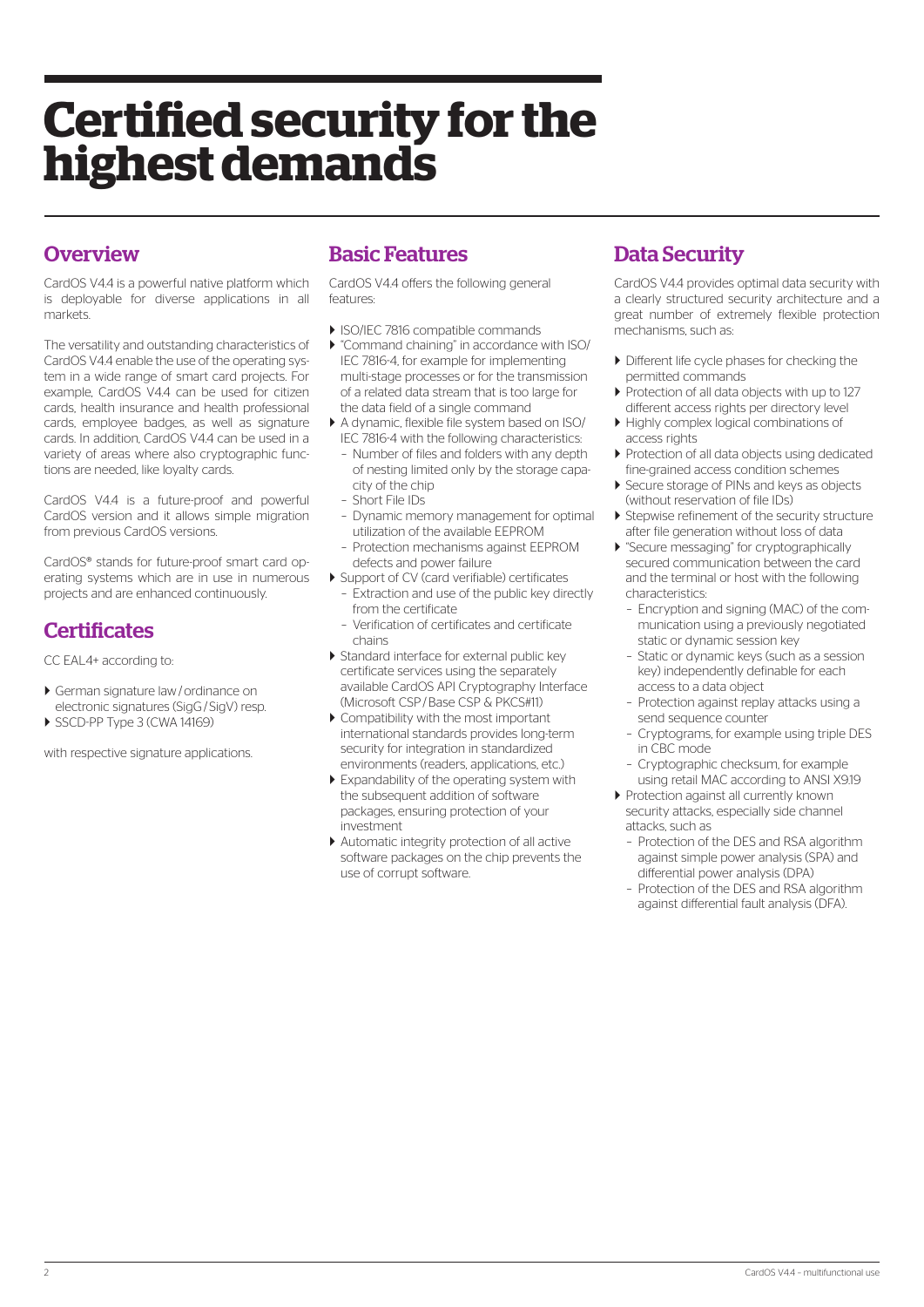# Certified security for the highest demands

## Overview

CardOS V4.4 is a powerful native platform which is deployable for diverse applications in all markets.

The versatility and outstanding characteristics of CardOS V4.4 enable the use of the operating system in a wide range of smart card projects. For example, CardOS V4.4 can be used for citizen cards, health insurance and health professional cards, employee badges, as well as signature cards. In addition, CardOS V4.4 can be used in a variety of areas where also cryptographic functions are needed, like loyalty cards.

CardOS V4.4 is a future-proof and powerful CardOS version and it allows simple migration from previous CardOS versions.

CardOS® stands for future-proof smart card operating systems which are in use in numerous projects and are enhanced continuously.

## Certificates

CC EAL4+ according to:

- German signature law / ordinance on electronic signatures (SigG / SigV) resp.
- SSCD-PP Type 3 (CWA 14169)

with respective signature applications.

## Basic Features

CardOS V4.4 offers the following general features:

- ISO/IEC 7816 compatible commands
- "Command chaining" in accordance with ISO/IEC 7816-4, for example for implementing multi-stage processes or for the transmission of a related data stream that is too large for the data field of a single command
- A dynamic, flexible file system based on ISO/IEC 7816-4 with the following characteristics:
  - Number of files and folders with any depth of nesting limited only by the storage capacity of the chip
  - Short File IDs
  - Dynamic memory management for optimal utilization of the available EEPROM
  - Protection mechanisms against EEPROM defects and power failure
- Support of CV (card verifiable) certificates
  - Extraction and use of the public key directly from the certificate
  - Verification of certificates and certificate chains
- Standard interface for external public key certificate services using the separately available CardOS API Cryptography Interface (Microsoft CSP / Base CSP & PKCS#11)
- Compatibility with the most important international standards provides long-term security for integration in standardized environments (readers, applications, etc.)
- Expandability of the operating system with the subsequent addition of software packages, ensuring protection of your investment
- Automatic integrity protection of all active software packages on the chip prevents the use of corrupt software.

## Data Security

CardOS V4.4 provides optimal data security with a clearly structured security architecture and a great number of extremely flexible protection mechanisms, such as:

- Different life cycle phases for checking the permitted commands
- Protection of all data objects with up to 127 different access rights per directory level
- Highly complex logical combinations of access rights
- Protection of all data objects using dedicated fine-grained access condition schemes
- Secure storage of PINs and keys as objects (without reservation of file IDs)
- Stepwise refinement of the security structure after file generation without loss of data
- "Secure messaging" for cryptographically secured communication between the card and the terminal or host with the following characteristics:
  - Encryption and signing (MAC) of the communication using a previously negotiated static or dynamic session key
  - Static or dynamic keys (such as a session key) independently definable for each access to a data object
  - Protection against replay attacks using a send sequence counter
  - Cryptograms, for example using triple DES in CBC mode
  - Cryptographic checksum, for example using retail MAC according to ANSI X9.19
- Protection against all currently known security attacks, especially side channel attacks, such as
  - Protection of the DES and RSA algorithm against simple power analysis (SPA) and differential power analysis (DPA)
  - Protection of the DES and RSA algorithm against differential fault analysis (DFA).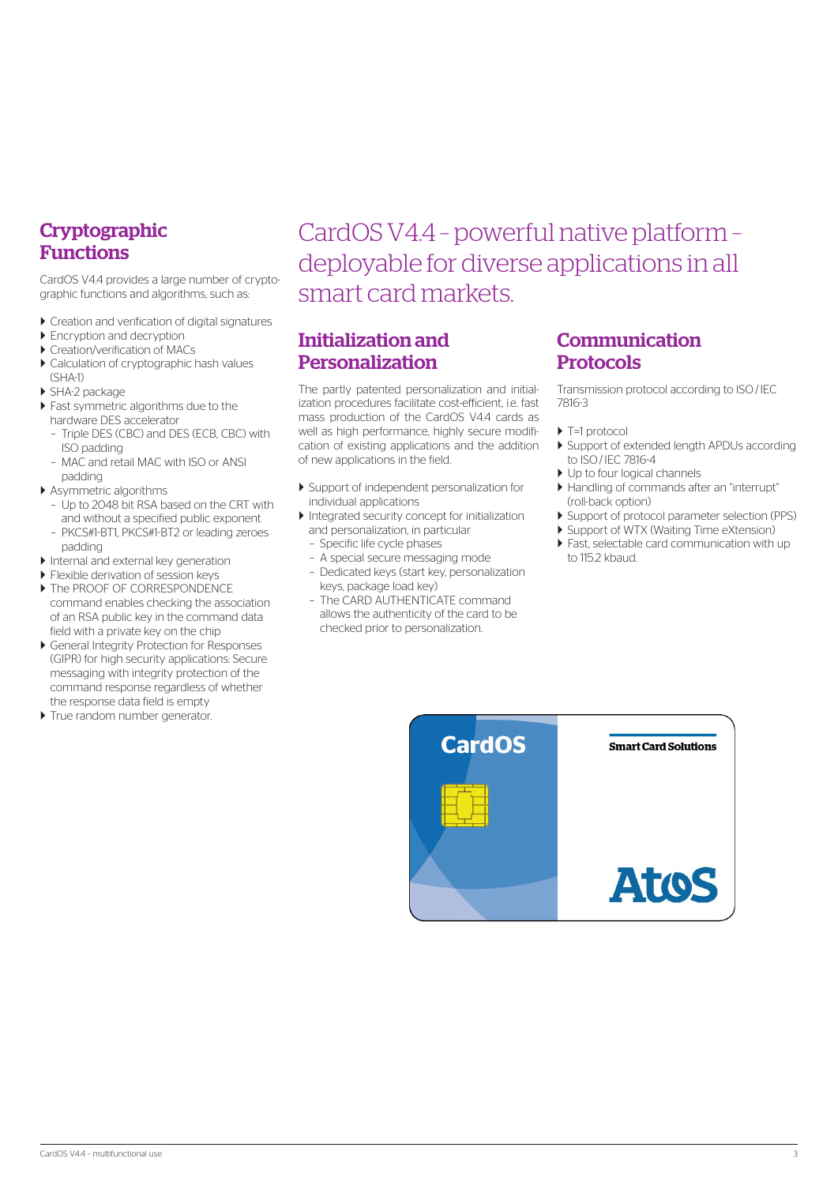# CardOS V4.4 – powerful native platform – deployable for diverse applications in all smart card markets.

## Cryptographic Functions

CardOS V4.4 provides a large number of cryptographic functions and algorithms, such as:

- Creation and verification of digital signatures
- Encryption and decryption
- Creation/verification of MACs
- Calculation of cryptographic hash values (SHA-1)
- SHA-2 package
- Fast symmetric algorithms due to the hardware DES accelerator
  - Triple DES (CBC) and DES (ECB, CBC) with ISO padding
  - MAC and retail MAC with ISO or ANSI padding
- Asymmetric algorithms
  - Up to 2048 bit RSA based on the CRT with and without a specified public exponent
  - PKCS#1-BT1, PKCS#1-BT2 or leading zeroes padding
- Internal and external key generation
- Flexible derivation of session keys
- The PROOF OF CORRESPONDENCE command enables checking the association of an RSA public key in the command data field with a private key on the chip
- General Integrity Protection for Responses (GIPR) for high security applications: Secure messaging with integrity protection of the command response regardless of whether the response data field is empty
- True random number generator.

## Initialization and Personalization

The partly patented personalization and initialization procedures facilitate cost-efficient, i.e. fast mass production of the CardOS V4.4 cards as well as high performance, highly secure modification of existing applications and the addition of new applications in the field.

- Support of independent personalization for individual applications
- Integrated security concept for initialization and personalization, in particular
  - Specific life cycle phases
  - A special secure messaging mode
  - Dedicated keys (start key, personalization keys, package load key)
  - The CARD AUTHENTICATE command allows the authenticity of the card to be checked prior to personalization.

## Communication Protocols

Transmission protocol according to ISO / IEC 7816-3

- T=1 protocol
- Support of extended length APDUs according to ISO / IEC 7816-4
- Up to four logical channels
- Handling of commands after an "interrupt" (roll-back option)
- Support of protocol parameter selection (PPS)
- Support of WTX (Waiting Time eXtension)
- Fast, selectable card communication with up to 115.2 kbaud.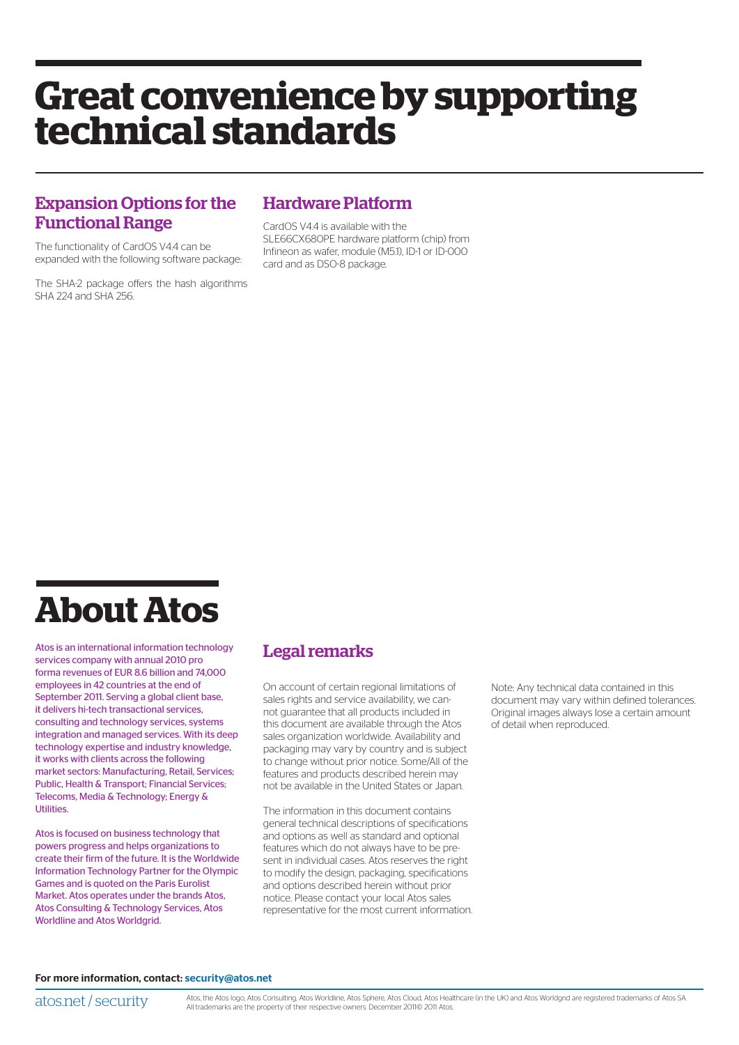# Great convenience by supporting technical standards

## Expansion Options for the Functional Range

The functionality of CardOS V4.4 can be expanded with the following software package:

The SHA-2 package offers the hash algorithms SHA 224 and SHA 256.

## Hardware Platform

CardOS V4.4 is available with the SLE66CX680PE hardware platform (chip) from Infineon as wafer, module (M5.1), ID-1 or ID-000 card and as DSO-8 package.

# About Atos

Atos is an international information technology services company with annual 2010 pro forma revenues of EUR 8.6 billion and 74,000 employees in 42 countries at the end of September 2011. Serving a global client base, it delivers hi-tech transactional services, consulting and technology services, systems integration and managed services. With its deep technology expertise and industry knowledge, it works with clients across the following market sectors: Manufacturing, Retail, Services; Public, Health & Transport; Financial Services; Telecoms, Media & Technology; Energy & Utilities.

Atos is focused on business technology that powers progress and helps organizations to create their firm of the future. It is the Worldwide Information Technology Partner for the Olympic Games and is quoted on the Paris Eurolist Market. Atos operates under the brands Atos, Atos Consulting & Technology Services, Atos Worldline and Atos Worldgrid.

## Legal remarks

On account of certain regional limitations of sales rights and service availability, we cannot guarantee that all products included in this document are available through the Atos sales organization worldwide. Availability and packaging may vary by country and is subject to change without prior notice. Some/All of the features and products described herein may not be available in the United States or Japan.

The information in this document contains general technical descriptions of specifications and options as well as standard and optional features which do not always have to be present in individual cases. Atos reserves the right to modify the design, packaging, specifications and options described herein without prior notice. Please contact your local Atos sales representative for the most current information.

Note: Any technical data contained in this document may vary within defined tolerances. Original images always lose a certain amount of detail when reproduced.

**For more information, contact: security@atos.net**

atos.net / security

Atos, the Atos logo, Atos Consulting, Atos Worldline, Atos Sphere, Atos Cloud, Atos Healthcare (in the UK) and Atos Worldgrid are registered trademarks of Atos SA. All trademarks are the property of their respective owners. December 2011© 2011 Atos.